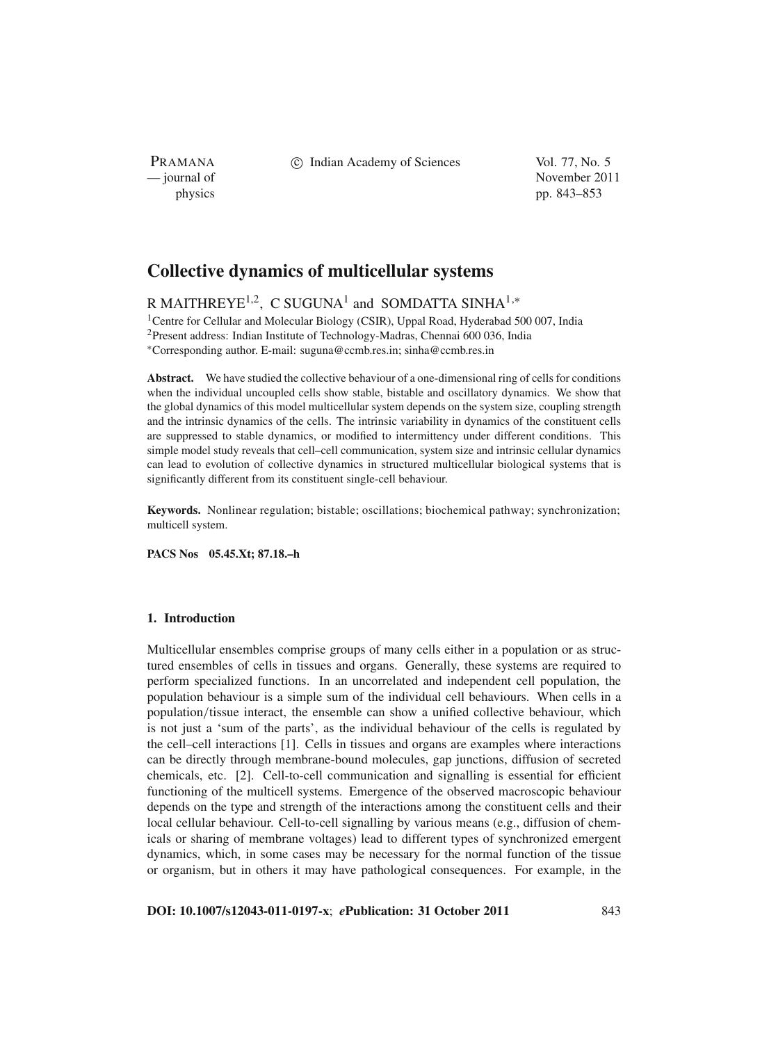# Collective dynamics of multicellular systems

R MAITHREYE[1,2], C SUGUNA[1] and SOMDATTA SINHA[1,*]

[1]Centre for Cellular and Molecular Biology (CSIR), Uppal Road, Hyderabad 500 007, India
[2]Present address: Indian Institute of Technology-Madras, Chennai 600 036, India
[*]Corresponding author. E-mail: suguna@ccmb.res.in; sinha@ccmb.res.in

**Abstract.** We have studied the collective behaviour of a one-dimensional ring of cells for conditions when the individual uncoupled cells show stable, bistable and oscillatory dynamics. We show that the global dynamics of this model multicellular system depends on the system size, coupling strength and the intrinsic dynamics of the cells. The intrinsic variability in dynamics of the constituent cells are suppressed to stable dynamics, or modified to intermittency under different conditions. This simple model study reveals that cell–cell communication, system size and intrinsic cellular dynamics can lead to evolution of collective dynamics in structured multicellular biological systems that is significantly different from its constituent single-cell behaviour.

**Keywords.** Nonlinear regulation; bistable; oscillations; biochemical pathway; synchronization; multicell system.

**PACS Nos** 05.45.Xt; 87.18.–h

## 1. Introduction

Multicellular ensembles comprise groups of many cells either in a population or as structured ensembles of cells in tissues and organs. Generally, these systems are required to perform specialized functions. In an uncorrelated and independent cell population, the population behaviour is a simple sum of the individual cell behaviours. When cells in a population/tissue interact, the ensemble can show a unified collective behaviour, which is not just a 'sum of the parts', as the individual behaviour of the cells is regulated by the cell–cell interactions [1]. Cells in tissues and organs are examples where interactions can be directly through membrane-bound molecules, gap junctions, diffusion of secreted chemicals, etc. [2]. Cell-to-cell communication and signalling is essential for efficient functioning of the multicell systems. Emergence of the observed macroscopic behaviour depends on the type and strength of the interactions among the constituent cells and their local cellular behaviour. Cell-to-cell signalling by various means (e.g., diffusion of chemicals or sharing of membrane voltages) lead to different types of synchronized emergent dynamics, which, in some cases may be necessary for the normal function of the tissue or organism, but in others it may have pathological consequences. For example, in the

**DOI: 10.1007/s12043-011-0197-x**; ***e*Publication: 31 October 2011**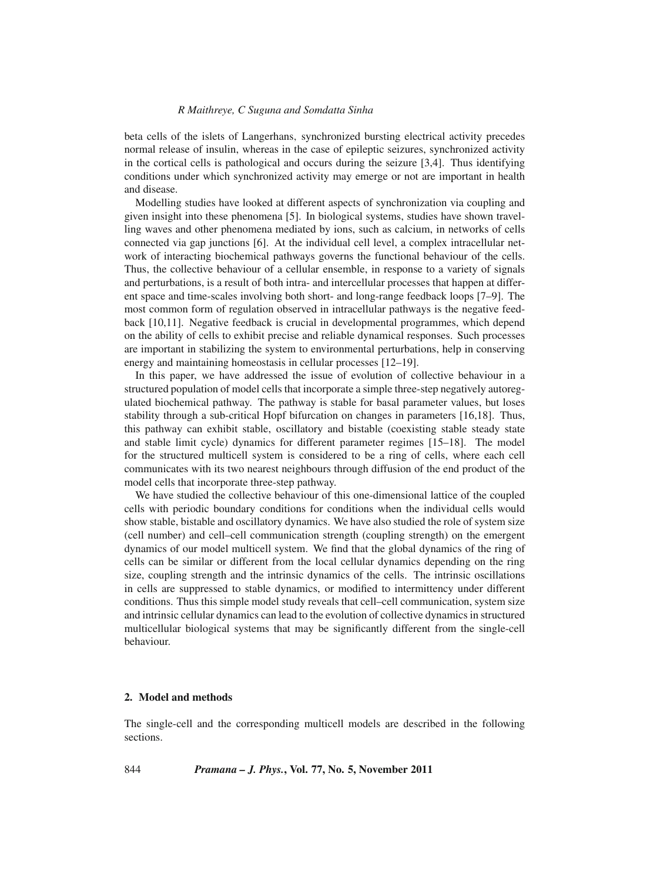beta cells of the islets of Langerhans, synchronized bursting electrical activity precedes normal release of insulin, whereas in the case of epileptic seizures, synchronized activity in the cortical cells is pathological and occurs during the seizure [3,4]. Thus identifying conditions under which synchronized activity may emerge or not are important in health and disease.

Modelling studies have looked at different aspects of synchronization via coupling and given insight into these phenomena [5]. In biological systems, studies have shown travelling waves and other phenomena mediated by ions, such as calcium, in networks of cells connected via gap junctions [6]. At the individual cell level, a complex intracellular network of interacting biochemical pathways governs the functional behaviour of the cells. Thus, the collective behaviour of a cellular ensemble, in response to a variety of signals and perturbations, is a result of both intra- and intercellular processes that happen at different space and time-scales involving both short- and long-range feedback loops [7–9]. The most common form of regulation observed in intracellular pathways is the negative feedback [10,11]. Negative feedback is crucial in developmental programmes, which depend on the ability of cells to exhibit precise and reliable dynamical responses. Such processes are important in stabilizing the system to environmental perturbations, help in conserving energy and maintaining homeostasis in cellular processes [12–19].

In this paper, we have addressed the issue of evolution of collective behaviour in a structured population of model cells that incorporate a simple three-step negatively autoregulated biochemical pathway. The pathway is stable for basal parameter values, but loses stability through a sub-critical Hopf bifurcation on changes in parameters [16,18]. Thus, this pathway can exhibit stable, oscillatory and bistable (coexisting stable steady state and stable limit cycle) dynamics for different parameter regimes [15–18]. The model for the structured multicell system is considered to be a ring of cells, where each cell communicates with its two nearest neighbours through diffusion of the end product of the model cells that incorporate three-step pathway.

We have studied the collective behaviour of this one-dimensional lattice of the coupled cells with periodic boundary conditions for conditions when the individual cells would show stable, bistable and oscillatory dynamics. We have also studied the role of system size (cell number) and cell–cell communication strength (coupling strength) on the emergent dynamics of our model multicell system. We find that the global dynamics of the ring of cells can be similar or different from the local cellular dynamics depending on the ring size, coupling strength and the intrinsic dynamics of the cells. The intrinsic oscillations in cells are suppressed to stable dynamics, or modified to intermittency under different conditions. Thus this simple model study reveals that cell–cell communication, system size and intrinsic cellular dynamics can lead to the evolution of collective dynamics in structured multicellular biological systems that may be significantly different from the single-cell behaviour.

## 2. Model and methods

The single-cell and the corresponding multicell models are described in the following sections.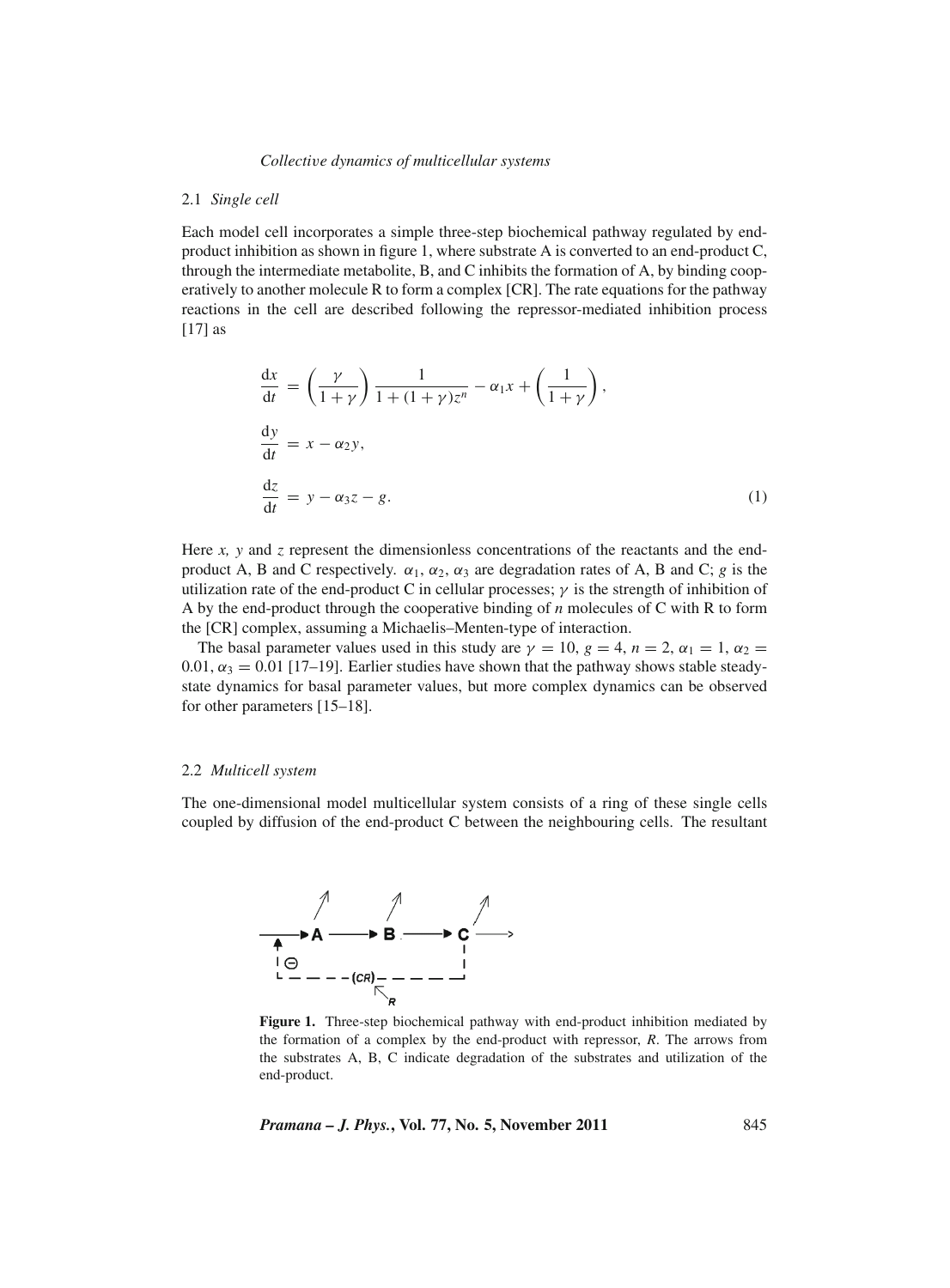### 2.1 *Single cell*

Each model cell incorporates a simple three-step biochemical pathway regulated by end-product inhibition as shown in figure 1, where substrate A is converted to an end-product C, through the intermediate metabolite, B, and C inhibits the formation of A, by binding cooperatively to another molecule R to form a complex [CR]. The rate equations for the pathway reactions in the cell are described following the repressor-mediated inhibition process [17] as

$$
\begin{aligned}
\frac{\mathrm{d}x}{\mathrm{d}t} &= \left(\frac{\gamma}{1+\gamma}\right)\frac{1}{1+(1+\gamma)z^{n}} - \alpha_1 x + \left(\frac{1}{1+\gamma}\right),\\
\frac{\mathrm{d}y}{\mathrm{d}t} &= x - \alpha_2 y,\\
\frac{\mathrm{d}z}{\mathrm{d}t} &= y - \alpha_3 z - g.
\end{aligned}
\tag{1}
$$

Here $x$, $y$ and $z$ represent the dimensionless concentrations of the reactants and the end-product A, B and C respectively. $\alpha_1$, $\alpha_2$, $\alpha_3$ are degradation rates of A, B and C; $g$ is the utilization rate of the end-product C in cellular processes; $\gamma$ is the strength of inhibition of A by the end-product through the cooperative binding of $n$ molecules of C with R to form the [CR] complex, assuming a Michaelis–Menten-type of interaction.

The basal parameter values used in this study are $\gamma = 10$, $g = 4$, $n = 2$, $\alpha_1 = 1$, $\alpha_2 = 0.01$, $\alpha_3 = 0.01$ [17–19]. Earlier studies have shown that the pathway shows stable steady-state dynamics for basal parameter values, but more complex dynamics can be observed for other parameters [15–18].

### 2.2 *Multicell system*

The one-dimensional model multicellular system consists of a ring of these single cells coupled by diffusion of the end-product C between the neighbouring cells. The resultant

**Figure 1.** Three-step biochemical pathway with end-product inhibition mediated by the formation of a complex by the end-product with repressor, *R*. The arrows from the substrates A, B, C indicate degradation of the substrates and utilization of the end-product.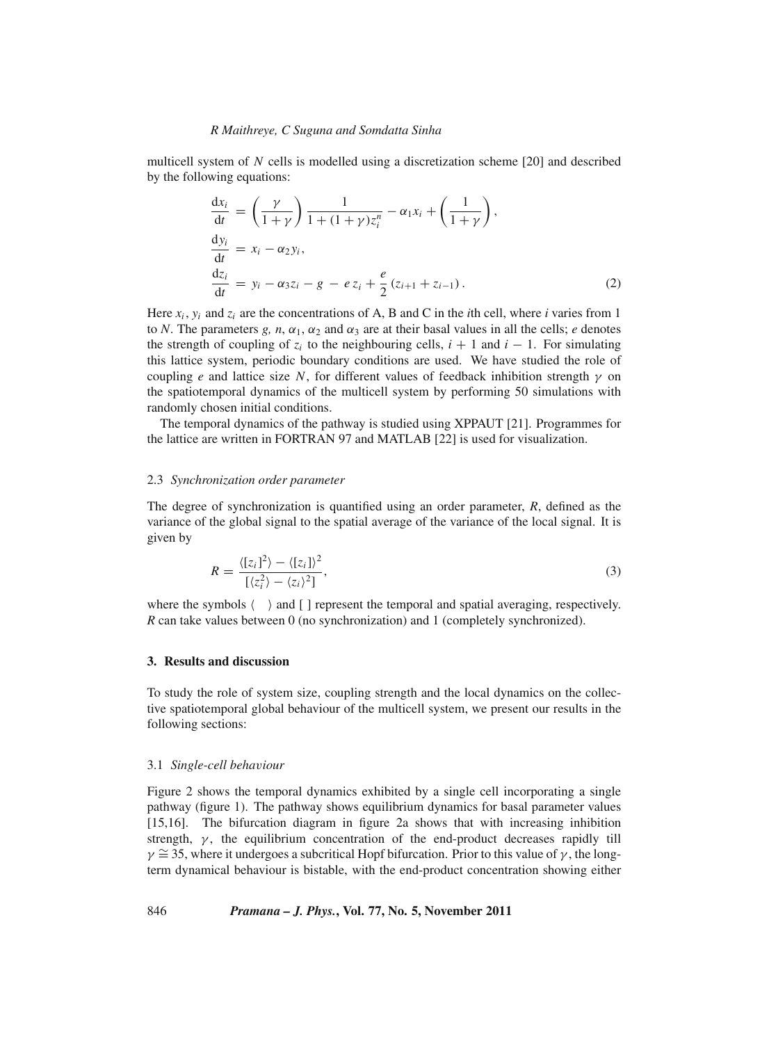multicell system of $N$ cells is modelled using a discretization scheme [20] and described by the following equations:

$$
\begin{aligned}
\frac{\mathrm{d}x_i}{\mathrm{d}t} &= \left(\frac{\gamma}{1+\gamma}\right)\frac{1}{1+(1+\gamma)z_i^n} - \alpha_1 x_i + \left(\frac{1}{1+\gamma}\right), \\
\frac{\mathrm{d}y_i}{\mathrm{d}t} &= x_i - \alpha_2 y_i, \\
\frac{\mathrm{d}z_i}{\mathrm{d}t} &= y_i - \alpha_3 z_i - g - e\, z_i + \frac{e}{2}\left(z_{i+1} + z_{i-1}\right).
\end{aligned}
\tag{2}
$$

Here $x_i$, $y_i$ and $z_i$ are the concentrations of A, B and C in the $i$th cell, where $i$ varies from 1 to $N$. The parameters $g$, $n$, $\alpha_1$, $\alpha_2$ and $\alpha_3$ are at their basal values in all the cells; $e$ denotes the strength of coupling of $z_i$ to the neighbouring cells, $i+1$ and $i-1$. For simulating this lattice system, periodic boundary conditions are used. We have studied the role of coupling $e$ and lattice size $N$, for different values of feedback inhibition strength $\gamma$ on the spatiotemporal dynamics of the multicell system by performing 50 simulations with randomly chosen initial conditions.

The temporal dynamics of the pathway is studied using XPPAUT [21]. Programmes for the lattice are written in FORTRAN 97 and MATLAB [22] is used for visualization.

### 2.3 *Synchronization order parameter*

The degree of synchronization is quantified using an order parameter, $R$, defined as the variance of the global signal to the spatial average of the variance of the local signal. It is given by

$$
R = \frac{\langle [z_i]^2 \rangle - \langle [z_i] \rangle^2}{[\langle z_i^2 \rangle - \langle z_i \rangle^2]},
\tag{3}
$$

where the symbols $\langle \quad \rangle$ and [ ] represent the temporal and spatial averaging, respectively. $R$ can take values between 0 (no synchronization) and 1 (completely synchronized).

## 3. Results and discussion

To study the role of system size, coupling strength and the local dynamics on the collective spatiotemporal global behaviour of the multicell system, we present our results in the following sections:

### 3.1 *Single-cell behaviour*

Figure 2 shows the temporal dynamics exhibited by a single cell incorporating a single pathway (figure 1). The pathway shows equilibrium dynamics for basal parameter values [15,16]. The bifurcation diagram in figure 2a shows that with increasing inhibition strength, $\gamma$, the equilibrium concentration of the end-product decreases rapidly till $\gamma \cong 35$, where it undergoes a subcritical Hopf bifurcation. Prior to this value of $\gamma$, the long-term dynamical behaviour is bistable, with the end-product concentration showing either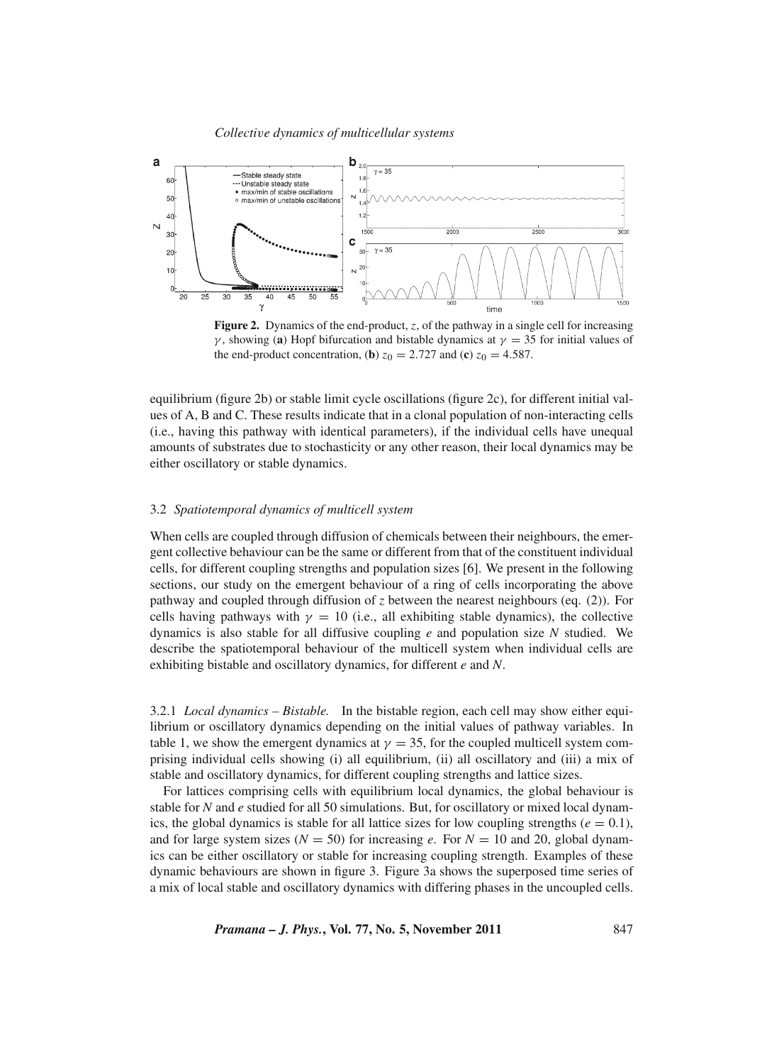**Figure 2.** Dynamics of the end-product, $z$, of the pathway in a single cell for increasing $\gamma$, showing (**a**) Hopf bifurcation and bistable dynamics at $\gamma = 35$ for initial values of the end-product concentration, (**b**) $z_0 = 2.727$ and (**c**) $z_0 = 4.587$.

equilibrium (figure 2b) or stable limit cycle oscillations (figure 2c), for different initial values of A, B and C. These results indicate that in a clonal population of non-interacting cells (i.e., having this pathway with identical parameters), if the individual cells have unequal amounts of substrates due to stochasticity or any other reason, their local dynamics may be either oscillatory or stable dynamics.

### 3.2 *Spatiotemporal dynamics of multicell system*

When cells are coupled through diffusion of chemicals between their neighbours, the emergent collective behaviour can be the same or different from that of the constituent individual cells, for different coupling strengths and population sizes [6]. We present in the following sections, our study on the emergent behaviour of a ring of cells incorporating the above pathway and coupled through diffusion of $z$ between the nearest neighbours (eq. (2)). For cells having pathways with $\gamma = 10$ (i.e., all exhibiting stable dynamics), the collective dynamics is also stable for all diffusive coupling $e$ and population size $N$ studied. We describe the spatiotemporal behaviour of the multicell system when individual cells are exhibiting bistable and oscillatory dynamics, for different $e$ and $N$.

#### 3.2.1 *Local dynamics – Bistable.*

In the bistable region, each cell may show either equilibrium or oscillatory dynamics depending on the initial values of pathway variables. In table 1, we show the emergent dynamics at $\gamma = 35$, for the coupled multicell system comprising individual cells showing (i) all equilibrium, (ii) all oscillatory and (iii) a mix of stable and oscillatory dynamics, for different coupling strengths and lattice sizes.

For lattices comprising cells with equilibrium local dynamics, the global behaviour is stable for $N$ and $e$ studied for all 50 simulations. But, for oscillatory or mixed local dynamics, the global dynamics is stable for all lattice sizes for low coupling strengths ($e = 0.1$), and for large system sizes ($N = 50$) for increasing $e$. For $N = 10$ and 20, global dynamics can be either oscillatory or stable for increasing coupling strength. Examples of these dynamic behaviours are shown in figure 3. Figure 3a shows the superposed time series of a mix of local stable and oscillatory dynamics with differing phases in the uncoupled cells.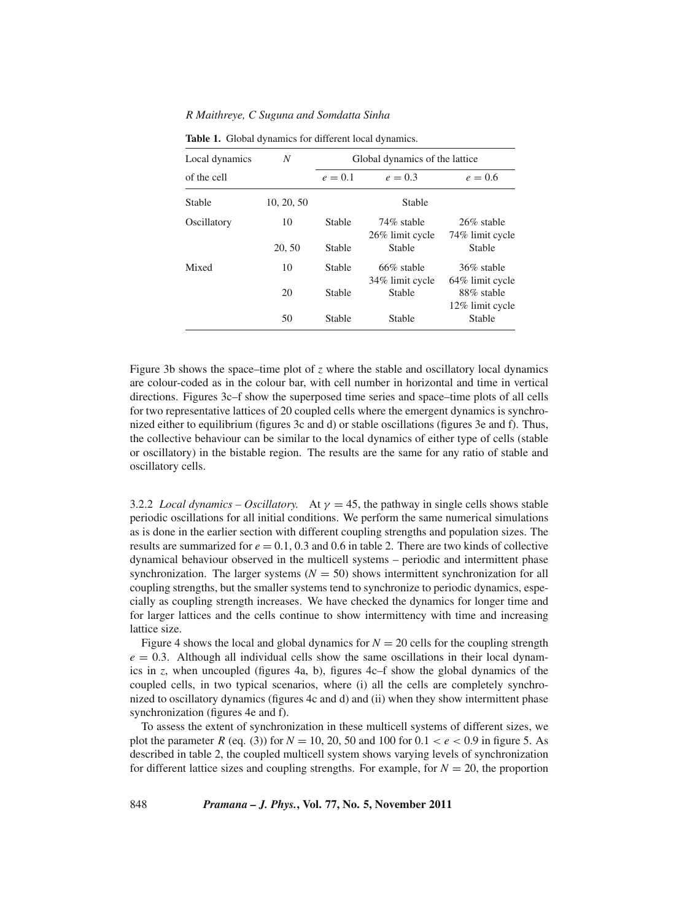**Table 1.** Global dynamics for different local dynamics.

| Local dynamics of the cell | $N$ | Global dynamics of the lattice | | |
|---|---|---|---|---|
| | | $e = 0.1$ | $e = 0.3$ | $e = 0.6$ |
| Stable | 10, 20, 50 | | Stable | |
| Oscillatory | 10 | Stable | 74% stable 26% limit cycle | 26% stable 74% limit cycle |
| | 20, 50 | Stable | Stable | Stable |
| Mixed | 10 | Stable | 66% stable 34% limit cycle | 36% stable 64% limit cycle |
| | 20 | Stable | Stable | 88% stable 12% limit cycle |
| | 50 | Stable | Stable | Stable |

Figure 3b shows the space–time plot of $z$ where the stable and oscillatory local dynamics are colour-coded as in the colour bar, with cell number in horizontal and time in vertical directions. Figures 3c–f show the superposed time series and space–time plots of all cells for two representative lattices of 20 coupled cells where the emergent dynamics is synchronized either to equilibrium (figures 3c and d) or stable oscillations (figures 3e and f). Thus, the collective behaviour can be similar to the local dynamics of either type of cells (stable or oscillatory) in the bistable region. The results are the same for any ratio of stable and oscillatory cells.

3.2.2 *Local dynamics – Oscillatory.* At $\gamma = 45$, the pathway in single cells shows stable periodic oscillations for all initial conditions. We perform the same numerical simulations as is done in the earlier section with different coupling strengths and population sizes. The results are summarized for $e = 0.1$, 0.3 and 0.6 in table 2. There are two kinds of collective dynamical behaviour observed in the multicell systems – periodic and intermittent phase synchronization. The larger systems ($N = 50$) shows intermittent synchronization for all coupling strengths, but the smaller systems tend to synchronize to periodic dynamics, especially as coupling strength increases. We have checked the dynamics for longer time and for larger lattices and the cells continue to show intermittency with time and increasing lattice size.

Figure 4 shows the local and global dynamics for $N = 20$ cells for the coupling strength $e = 0.3$. Although all individual cells show the same oscillations in their local dynamics in $z$, when uncoupled (figures 4a, b), figures 4c–f show the global dynamics of the coupled cells, in two typical scenarios, where (i) all the cells are completely synchronized to oscillatory dynamics (figures 4c and d) and (ii) when they show intermittent phase synchronization (figures 4e and f).

To assess the extent of synchronization in these multicell systems of different sizes, we plot the parameter $R$ (eq. (3)) for $N = 10$, 20, 50 and 100 for $0.1 < e < 0.9$ in figure 5. As described in table 2, the coupled multicell system shows varying levels of synchronization for different lattice sizes and coupling strengths. For example, for $N = 20$, the proportion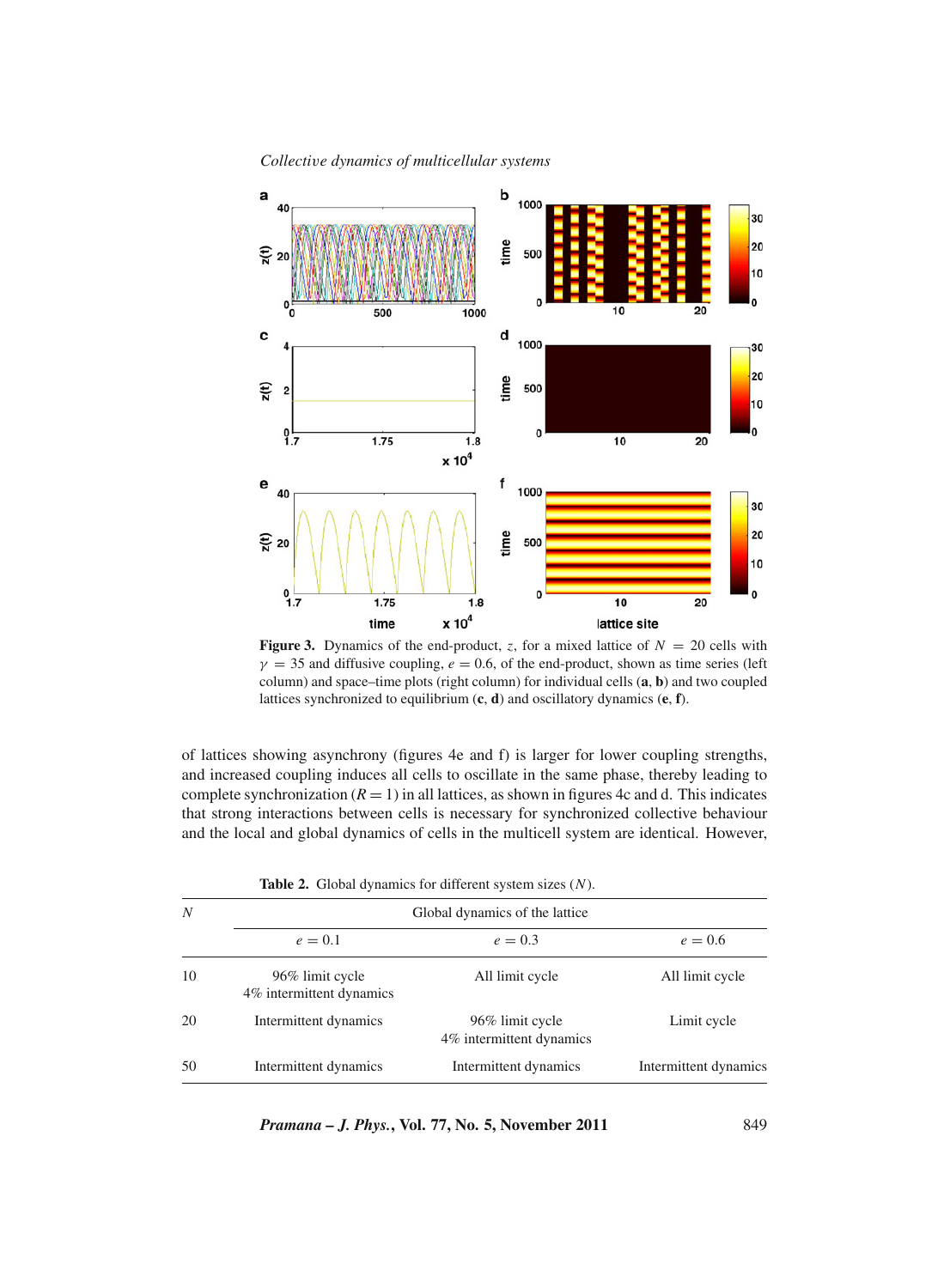**Figure 3.** Dynamics of the end-product, $z$, for a mixed lattice of $N = 20$ cells with $\gamma = 35$ and diffusive coupling, $e = 0.6$, of the end-product, shown as time series (left column) and space–time plots (right column) for individual cells (**a**, **b**) and two coupled lattices synchronized to equilibrium (**c**, **d**) and oscillatory dynamics (**e**, **f**).

of lattices showing asynchrony (figures 4e and f) is larger for lower coupling strengths, and increased coupling induces all cells to oscillate in the same phase, thereby leading to complete synchronization ($R = 1$) in all lattices, as shown in figures 4c and d. This indicates that strong interactions between cells is necessary for synchronized collective behaviour and the local and global dynamics of cells in the multicell system are identical. However,

**Table 2.** Global dynamics for different system sizes ($N$).

| $N$ | Global dynamics of the lattice | | |
|---|---|---|---|
| | $e = 0.1$ | $e = 0.3$ | $e = 0.6$ |
| 10 | 96% limit cycle<br>4% intermittent dynamics | All limit cycle | All limit cycle |
| 20 | Intermittent dynamics | 96% limit cycle<br>4% intermittent dynamics | Limit cycle |
| 50 | Intermittent dynamics | Intermittent dynamics | Intermittent dynamics |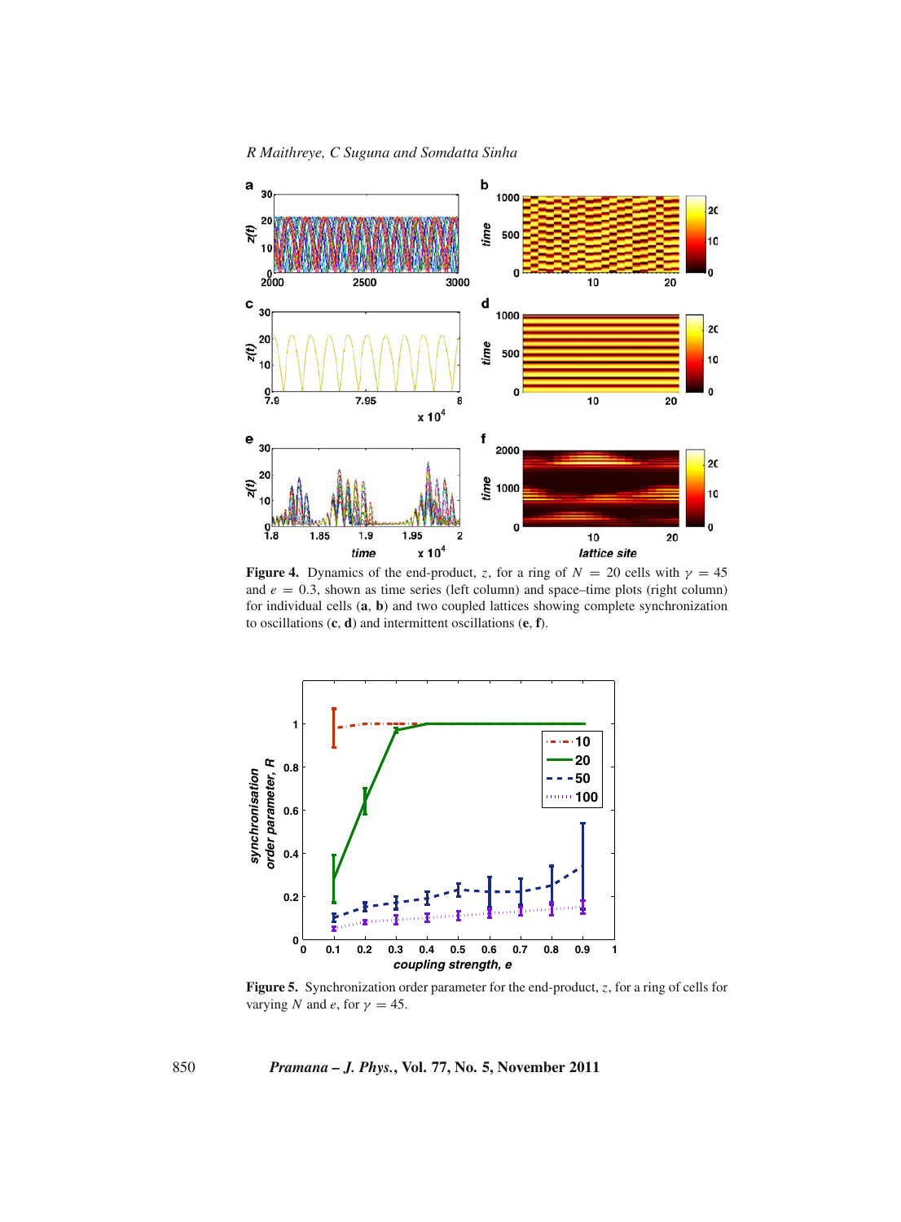**Figure 4.** Dynamics of the end-product, $z$, for a ring of $N = 20$ cells with $\gamma = 45$ and $e = 0.3$, shown as time series (left column) and space–time plots (right column) for individual cells (**a**, **b**) and two coupled lattices showing complete synchronization to oscillations (**c**, **d**) and intermittent oscillations (**e**, **f**).

**Figure 5.** Synchronization order parameter for the end-product, $z$, for a ring of cells for varying $N$ and $e$, for $\gamma = 45$.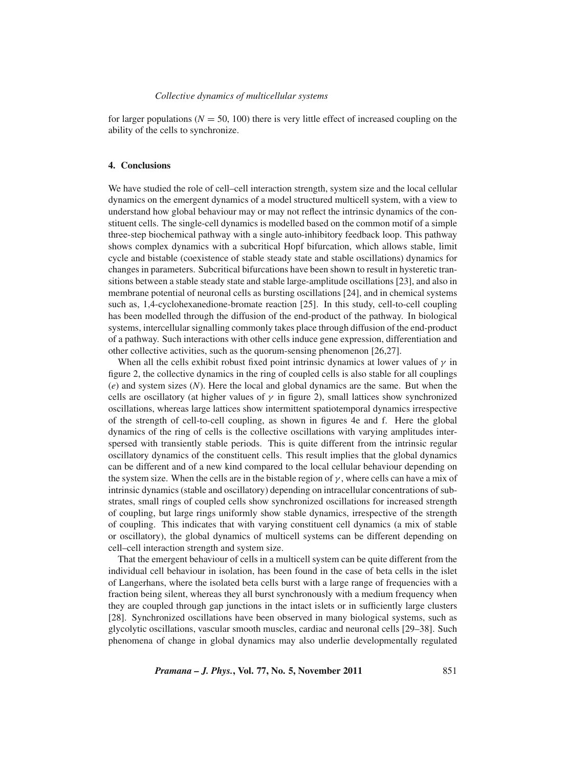for larger populations ($N = 50$, 100) there is very little effect of increased coupling on the ability of the cells to synchronize.

## 4. Conclusions

We have studied the role of cell–cell interaction strength, system size and the local cellular dynamics on the emergent dynamics of a model structured multicell system, with a view to understand how global behaviour may or may not reflect the intrinsic dynamics of the constituent cells. The single-cell dynamics is modelled based on the common motif of a simple three-step biochemical pathway with a single auto-inhibitory feedback loop. This pathway shows complex dynamics with a subcritical Hopf bifurcation, which allows stable, limit cycle and bistable (coexistence of stable steady state and stable oscillations) dynamics for changes in parameters. Subcritical bifurcations have been shown to result in hysteretic transitions between a stable steady state and stable large-amplitude oscillations [23], and also in membrane potential of neuronal cells as bursting oscillations [24], and in chemical systems such as, 1,4-cyclohexanedione-bromate reaction [25]. In this study, cell-to-cell coupling has been modelled through the diffusion of the end-product of the pathway. In biological systems, intercellular signalling commonly takes place through diffusion of the end-product of a pathway. Such interactions with other cells induce gene expression, differentiation and other collective activities, such as the quorum-sensing phenomenon [26,27].

When all the cells exhibit robust fixed point intrinsic dynamics at lower values of $\gamma$ in figure 2, the collective dynamics in the ring of coupled cells is also stable for all couplings ($e$) and system sizes ($N$). Here the local and global dynamics are the same. But when the cells are oscillatory (at higher values of $\gamma$ in figure 2), small lattices show synchronized oscillations, whereas large lattices show intermittent spatiotemporal dynamics irrespective of the strength of cell-to-cell coupling, as shown in figures 4e and f. Here the global dynamics of the ring of cells is the collective oscillations with varying amplitudes interspersed with transiently stable periods. This is quite different from the intrinsic regular oscillatory dynamics of the constituent cells. This result implies that the global dynamics can be different and of a new kind compared to the local cellular behaviour depending on the system size. When the cells are in the bistable region of $\gamma$, where cells can have a mix of intrinsic dynamics (stable and oscillatory) depending on intracellular concentrations of substrates, small rings of coupled cells show synchronized oscillations for increased strength of coupling, but large rings uniformly show stable dynamics, irrespective of the strength of coupling. This indicates that with varying constituent cell dynamics (a mix of stable or oscillatory), the global dynamics of multicell systems can be different depending on cell–cell interaction strength and system size.

That the emergent behaviour of cells in a multicell system can be quite different from the individual cell behaviour in isolation, has been found in the case of beta cells in the islet of Langerhans, where the isolated beta cells burst with a large range of frequencies with a fraction being silent, whereas they all burst synchronously with a medium frequency when they are coupled through gap junctions in the intact islets or in sufficiently large clusters [28]. Synchronized oscillations have been observed in many biological systems, such as glycolytic oscillations, vascular smooth muscles, cardiac and neuronal cells [29–38]. Such phenomena of change in global dynamics may also underlie developmentally regulated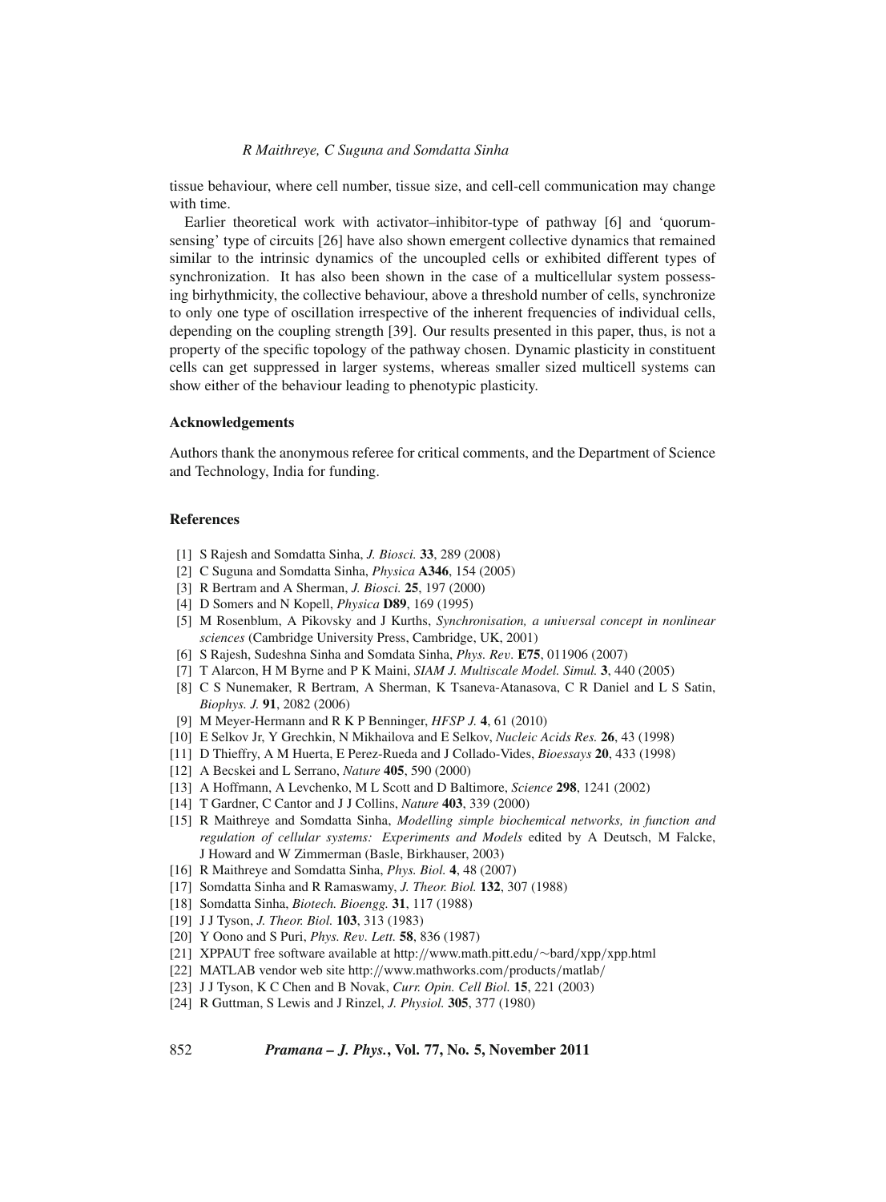tissue behaviour, where cell number, tissue size, and cell-cell communication may change with time.

Earlier theoretical work with activator–inhibitor-type of pathway [6] and 'quorum-sensing' type of circuits [26] have also shown emergent collective dynamics that remained similar to the intrinsic dynamics of the uncoupled cells or exhibited different types of synchronization. It has also been shown in the case of a multicellular system possessing birhythmicity, the collective behaviour, above a threshold number of cells, synchronize to only one type of oscillation irrespective of the inherent frequencies of individual cells, depending on the coupling strength [39]. Our results presented in this paper, thus, is not a property of the specific topology of the pathway chosen. Dynamic plasticity in constituent cells can get suppressed in larger systems, whereas smaller sized multicell systems can show either of the behaviour leading to phenotypic plasticity.

### Acknowledgements

Authors thank the anonymous referee for critical comments, and the Department of Science and Technology, India for funding.

### References

[1] S Rajesh and Somdatta Sinha, *J. Biosci.* **33**, 289 (2008)
[2] C Suguna and Somdatta Sinha, *Physica* **A346**, 154 (2005)
[3] R Bertram and A Sherman, *J. Biosci.* **25**, 197 (2000)
[4] D Somers and N Kopell, *Physica* **D89**, 169 (1995)
[5] M Rosenblum, A Pikovsky and J Kurths, *Synchronisation, a universal concept in nonlinear sciences* (Cambridge University Press, Cambridge, UK, 2001)
[6] S Rajesh, Sudeshna Sinha and Somdata Sinha, *Phys. Rev.* **E75**, 011906 (2007)
[7] T Alarcon, H M Byrne and P K Maini, *SIAM J. Multiscale Model. Simul.* **3**, 440 (2005)
[8] C S Nunemaker, R Bertram, A Sherman, K Tsaneva-Atanasova, C R Daniel and L S Satin, *Biophys. J.* **91**, 2082 (2006)
[9] M Meyer-Hermann and R K P Benninger, *HFSP J.* **4**, 61 (2010)
[10] E Selkov Jr, Y Grechkin, N Mikhailova and E Selkov, *Nucleic Acids Res.* **26**, 43 (1998)
[11] D Thieffry, A M Huerta, E Perez-Rueda and J Collado-Vides, *Bioessays* **20**, 433 (1998)
[12] A Becskei and L Serrano, *Nature* **405**, 590 (2000)
[13] A Hoffmann, A Levchenko, M L Scott and D Baltimore, *Science* **298**, 1241 (2002)
[14] T Gardner, C Cantor and J J Collins, *Nature* **403**, 339 (2000)
[15] R Maithreye and Somdatta Sinha, *Modelling simple biochemical networks, in function and regulation of cellular systems: Experiments and Models* edited by A Deutsch, M Falcke, J Howard and W Zimmerman (Basle, Birkhauser, 2003)
[16] R Maithreye and Somdatta Sinha, *Phys. Biol.* **4**, 48 (2007)
[17] Somdatta Sinha and R Ramaswamy, *J. Theor. Biol.* **132**, 307 (1988)
[18] Somdatta Sinha, *Biotech. Bioengg.* **31**, 117 (1988)
[19] J J Tyson, *J. Theor. Biol.* **103**, 313 (1983)
[20] Y Oono and S Puri, *Phys. Rev. Lett.* **58**, 836 (1987)
[21] XPPAUT free software available at http://www.math.pitt.edu/~bard/xpp/xpp.html
[22] MATLAB vendor web site http://www.mathworks.com/products/matlab/
[23] J J Tyson, K C Chen and B Novak, *Curr. Opin. Cell Biol.* **15**, 221 (2003)
[24] R Guttman, S Lewis and J Rinzel, *J. Physiol.* **305**, 377 (1980)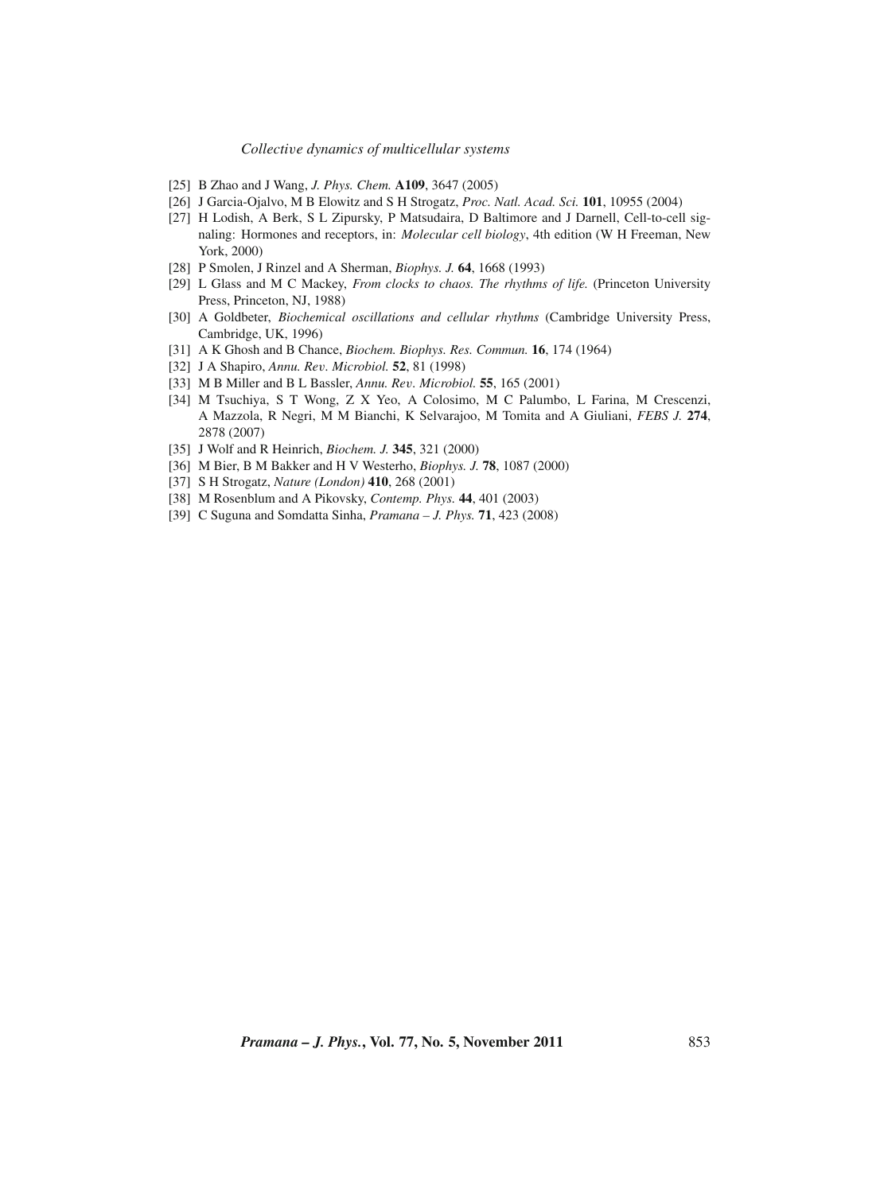[25] B Zhao and J Wang, *J. Phys. Chem.* **A109**, 3647 (2005)

[26] J Garcia-Ojalvo, M B Elowitz and S H Strogatz, *Proc. Natl. Acad. Sci.* **101**, 10955 (2004)

[27] H Lodish, A Berk, S L Zipursky, P Matsudaira, D Baltimore and J Darnell, Cell-to-cell signaling: Hormones and receptors, in: *Molecular cell biology*, 4th edition (W H Freeman, New York, 2000)

[28] P Smolen, J Rinzel and A Sherman, *Biophys. J.* **64**, 1668 (1993)

[29] L Glass and M C Mackey, *From clocks to chaos. The rhythms of life.* (Princeton University Press, Princeton, NJ, 1988)

[30] A Goldbeter, *Biochemical oscillations and cellular rhythms* (Cambridge University Press, Cambridge, UK, 1996)

[31] A K Ghosh and B Chance, *Biochem. Biophys. Res. Commun.* **16**, 174 (1964)

[32] J A Shapiro, *Annu. Rev. Microbiol.* **52**, 81 (1998)

[33] M B Miller and B L Bassler, *Annu. Rev. Microbiol.* **55**, 165 (2001)

[34] M Tsuchiya, S T Wong, Z X Yeo, A Colosimo, M C Palumbo, L Farina, M Crescenzi, A Mazzola, R Negri, M M Bianchi, K Selvarajoo, M Tomita and A Giuliani, *FEBS J.* **274**, 2878 (2007)

[35] J Wolf and R Heinrich, *Biochem. J.* **345**, 321 (2000)

[36] M Bier, B M Bakker and H V Westerho, *Biophys. J.* **78**, 1087 (2000)

[37] S H Strogatz, *Nature (London)* **410**, 268 (2001)

[38] M Rosenblum and A Pikovsky, *Contemp. Phys.* **44**, 401 (2003)

[39] C Suguna and Somdatta Sinha, *Pramana – J. Phys.* **71**, 423 (2008)